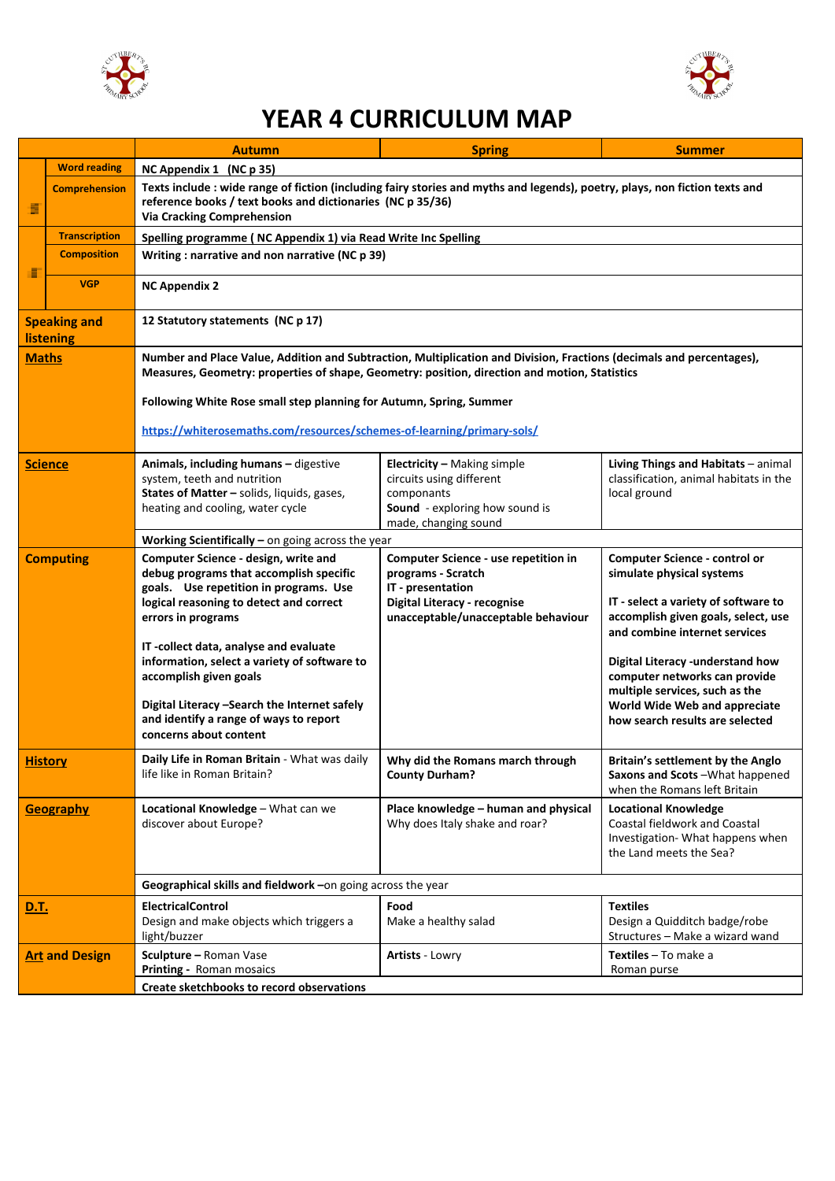# YEAR 4 CURRICULUM MAP

| | | Autumn | Spring | Summer |
|---|---|---|---|---|
| | Word reading | NC Appendix 1 (NC p 35) | | |
| | Comprehension | Texts include : wide range of fiction (including fairy stories and myths and legends), poetry, plays, non fiction texts and reference books / text books and dictionaries (NC p 35/36)<br>Via Cracking Comprehension | | |
| | Transcription | Spelling programme ( NC Appendix 1) via Read Write Inc Spelling | | |
| | Composition | Writing : narrative and non narrative (NC p 39) | | |
| | VGP | NC Appendix 2 | | |
| Speaking and listening | | 12 Statutory statements (NC p 17) | | |
| Maths | | Number and Place Value, Addition and Subtraction, Multiplication and Division, Fractions (decimals and percentages), Measures, Geometry: properties of shape, Geometry: position, direction and motion, Statistics<br><br>Following White Rose small step planning for Autumn, Spring, Summer<br><br>https://whiterosemaths.com/resources/schemes-of-learning/primary-sols/ | | |
| Science | | **Animals, including humans –** digestive system, teeth and nutrition<br>**States of Matter –** solids, liquids, gases, heating and cooling, water cycle | **Electricity –** Making simple circuits using different componants<br>**Sound** - exploring how sound is made, changing sound | **Living Things and Habitats** – animal classification, animal habitats in the local ground |
| | | **Working Scientifically –** on going across the year | | |
| Computing | | **Computer Science - design, write and debug programs that accomplish specific goals. Use repetition in programs. Use logical reasoning to detect and correct errors in programs**<br><br>**IT -collect data, analyse and evaluate information, select a variety of software to accomplish given goals**<br><br>**Digital Literacy –Search the Internet safely and identify a range of ways to report concerns about content** | **Computer Science - use repetition in programs - Scratch**<br>**IT - presentation**<br>**Digital Literacy - recognise unacceptable/unacceptable behaviour** | **Computer Science - control or simulate physical systems**<br><br>**IT - select a variety of software to accomplish given goals, select, use and combine internet services**<br><br>**Digital Literacy -understand how computer networks can provide multiple services, such as the World Wide Web and appreciate how search results are selected** |
| History | | **Daily Life in Roman Britain** - What was daily life like in Roman Britain? | **Why did the Romans march through County Durham?** | **Britain's settlement by the Anglo Saxons and Scots** –What happened when the Romans left Britain |
| Geography | | **Locational Knowledge** – What can we discover about Europe? | **Place knowledge – human and physical** Why does Italy shake and roar? | **Locational Knowledge**<br>Coastal fieldwork and Coastal Investigation- What happens when the Land meets the Sea? |
| | | **Geographical skills and fieldwork** –on going across the year | | |
| D.T. | | **ElectricalControl**<br>Design and make objects which triggers a light/buzzer | **Food**<br>Make a healthy salad | **Textiles**<br>Design a Quidditch badge/robe<br>Structures – Make a wizard wand |
| Art and Design | | **Sculpture –** Roman Vase<br>**Printing -** Roman mosaics | **Artists** - Lowry | **Textiles** – To make a Roman purse |
| | | **Create sketchbooks to record observations** | | |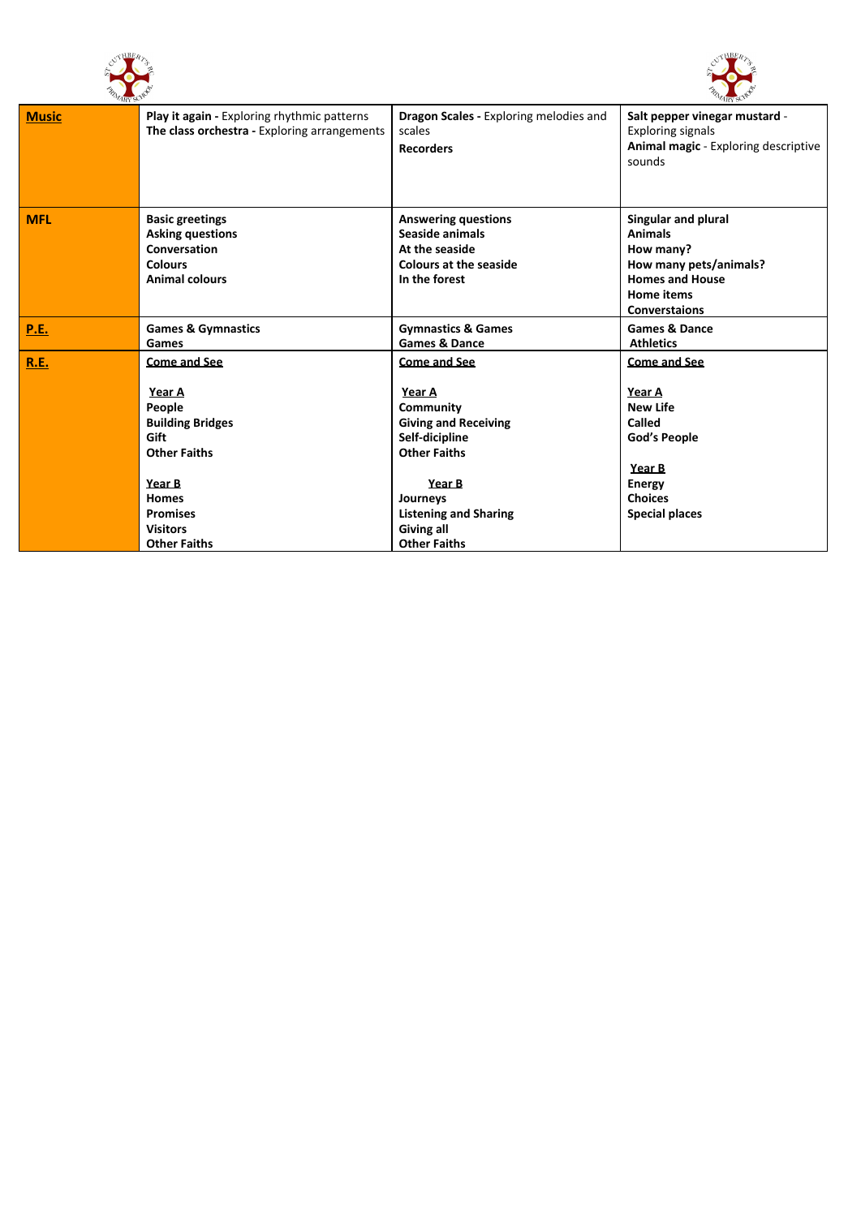| | | | |
|---|---|---|---|
| **Music** | **Play it again -** Exploring rhythmic patterns<br>**The class orchestra -** Exploring arrangements | **Dragon Scales -** Exploring melodies and scales<br>**Recorders** | **Salt pepper vinegar mustard** - Exploring signals<br>**Animal magic** - Exploring descriptive sounds |
| **MFL** | **Basic greetings**<br>**Asking questions**<br>**Conversation**<br>**Colours**<br>**Animal colours** | **Answering questions**<br>**Seaside animals**<br>**At the seaside**<br>**Colours at the seaside**<br>**In the forest** | **Singular and plural**<br>**Animals**<br>**How many?**<br>**How many pets/animals?**<br>**Homes and House**<br>**Home items**<br>**Converstaions** |
| **P.E.** | **Games & Gymnastics**<br>**Games** | **Gymnastics & Games**<br>**Games & Dance** | **Games & Dance**<br>**Athletics** |
| **R.E.** | **Come and See**<br><br>**Year A**<br>**People**<br>**Building Bridges**<br>**Gift**<br>**Other Faiths**<br><br>**Year B**<br>**Homes**<br>**Promises**<br>**Visitors**<br>**Other Faiths** | **Come and See**<br><br>**Year A**<br>**Community**<br>**Giving and Receiving**<br>**Self-dicipline**<br>**Other Faiths**<br><br>**Year B**<br>**Journeys**<br>**Listening and Sharing**<br>**Giving all**<br>**Other Faiths** | **Come and See**<br><br>**Year A**<br>**New Life**<br>**Called**<br>**God's People**<br><br>**Year B**<br>**Energy**<br>**Choices**<br>**Special places** |